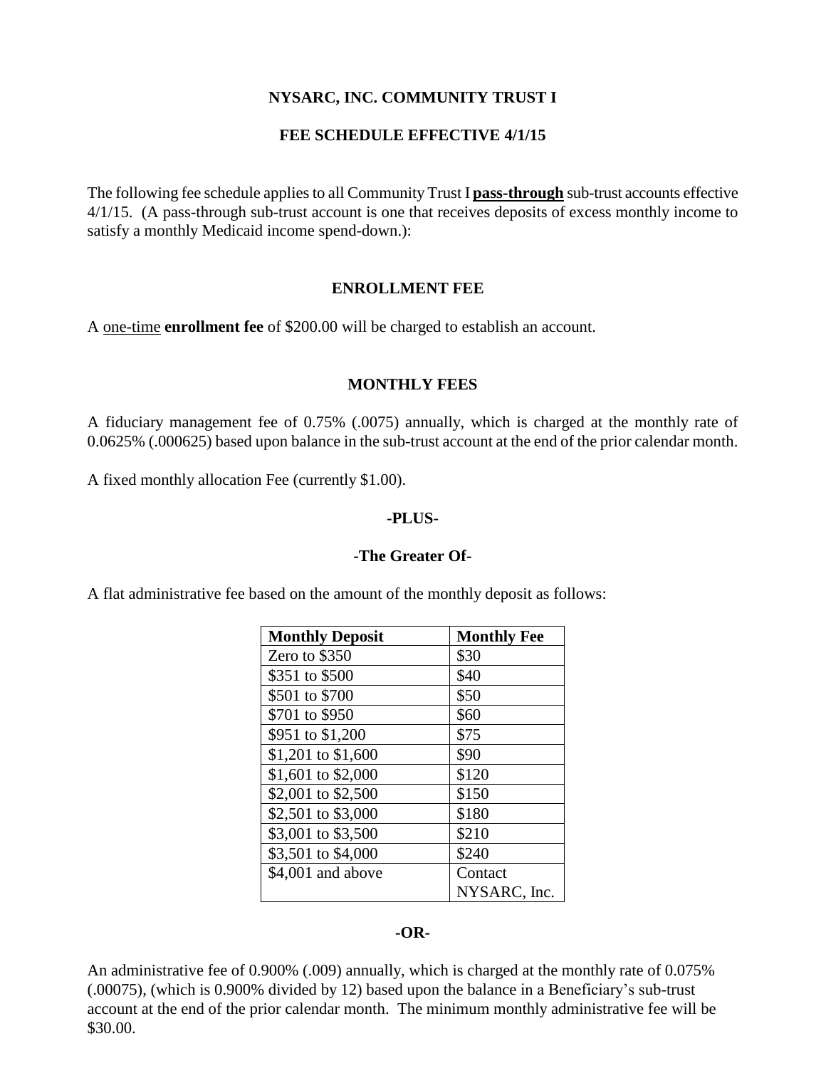# NYSARC, INC. COMMUNITY TRUST I

## FEE SCHEDULE EFFECTIVE 4/1/15

The following fee schedule applies to all Community Trust I **pass-through** sub-trust accounts effective 4/1/15. (A pass-through sub-trust account is one that receives deposits of excess monthly income to satisfy a monthly Medicaid income spend-down.):

### ENROLLMENT FEE

A one-time **enrollment fee** of $200.00 will be charged to establish an account.

### MONTHLY FEES

A fiduciary management fee of 0.75% (.0075) annually, which is charged at the monthly rate of 0.0625% (.000625) based upon balance in the sub-trust account at the end of the prior calendar month.

A fixed monthly allocation Fee (currently $1.00).

**-PLUS-**

**-The Greater Of-**

A flat administrative fee based on the amount of the monthly deposit as follows:

| Monthly Deposit | Monthly Fee |
|---|---|
| Zero to $350 | $30 |
| $351 to $500 | $40 |
| $501 to $700 | $50 |
| $701 to $950 | $60 |
| $951 to $1,200 | $75 |
| $1,201 to $1,600 | $90 |
| $1,601 to $2,000 | $120 |
| $2,001 to $2,500 | $150 |
| $2,501 to $3,000 | $180 |
| $3,001 to $3,500 | $210 |
| $3,501 to $4,000 | $240 |
| $4,001 and above | Contact NYSARC, Inc. |

**-OR-**

An administrative fee of 0.900% (.009) annually, which is charged at the monthly rate of 0.075% (.00075), (which is 0.900% divided by 12) based upon the balance in a Beneficiary's sub-trust account at the end of the prior calendar month. The minimum monthly administrative fee will be $30.00.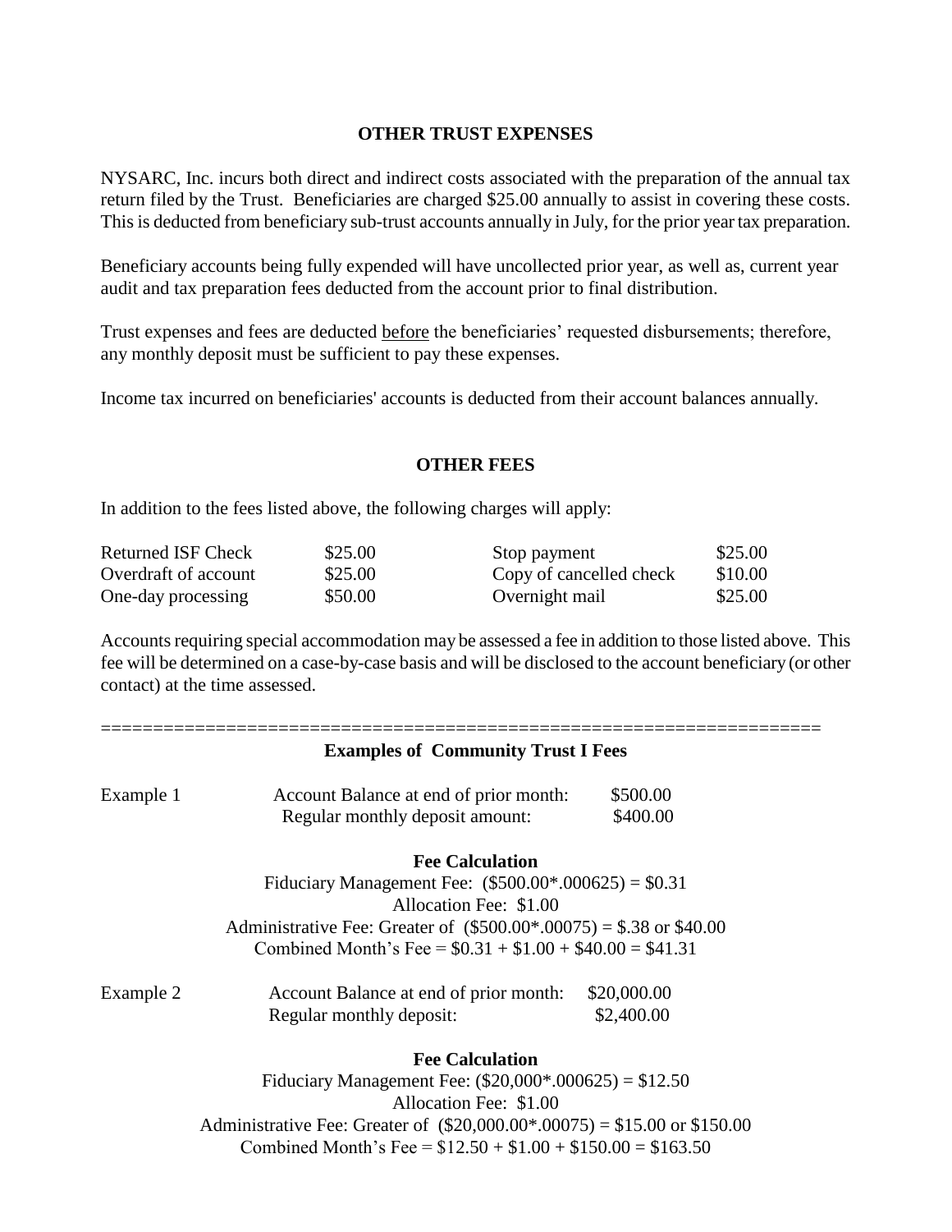## OTHER TRUST EXPENSES

NYSARC, Inc. incurs both direct and indirect costs associated with the preparation of the annual tax return filed by the Trust. Beneficiaries are charged $25.00 annually to assist in covering these costs. This is deducted from beneficiary sub-trust accounts annually in July, for the prior year tax preparation.

Beneficiary accounts being fully expended will have uncollected prior year, as well as, current year audit and tax preparation fees deducted from the account prior to final distribution.

Trust expenses and fees are deducted <u>before</u> the beneficiaries' requested disbursements; therefore, any monthly deposit must be sufficient to pay these expenses.

Income tax incurred on beneficiaries' accounts is deducted from their account balances annually.

## OTHER FEES

In addition to the fees listed above, the following charges will apply:

| | | | |
|---|---|---|---|
| Returned ISF Check | $25.00 | Stop payment | $25.00 |
| Overdraft of account | $25.00 | Copy of cancelled check | $10.00 |
| One-day processing | $50.00 | Overnight mail | $25.00 |

Accounts requiring special accommodation may be assessed a fee in addition to those listed above. This fee will be determined on a case-by-case basis and will be disclosed to the account beneficiary (or other contact) at the time assessed.

---

### Examples of Community Trust I Fees

Example 1 — Account Balance at end of prior month: $500.00
Regular monthly deposit amount: $400.00

**Fee Calculation**

Fiduciary Management Fee: ($500.00*.000625) = $0.31
Allocation Fee: $1.00
Administrative Fee: Greater of ($500.00*.00075) = $.38 or $40.00
Combined Month's Fee = $0.31 + $1.00 + $40.00 = $41.31

Example 2 — Account Balance at end of prior month: $20,000.00
Regular monthly deposit: $2,400.00

**Fee Calculation**

Fiduciary Management Fee: ($20,000*.000625) = $12.50
Allocation Fee: $1.00
Administrative Fee: Greater of ($20,000.00*.00075) = $15.00 or $150.00
Combined Month's Fee = $12.50 + $1.00 + $150.00 = $163.50